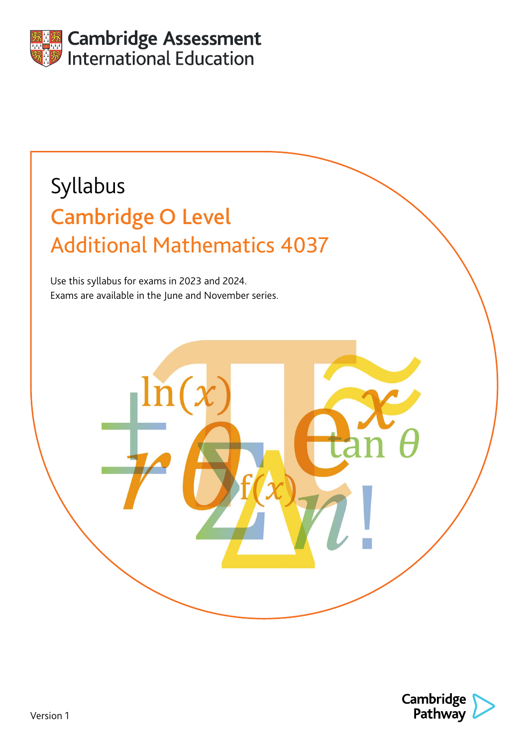Cambridge Assessment International Education

# Syllabus

## Cambridge O Level
## Additional Mathematics 4037

Use this syllabus for exams in 2023 and 2024.
Exams are available in the June and November series.

Version 1

Cambridge Pathway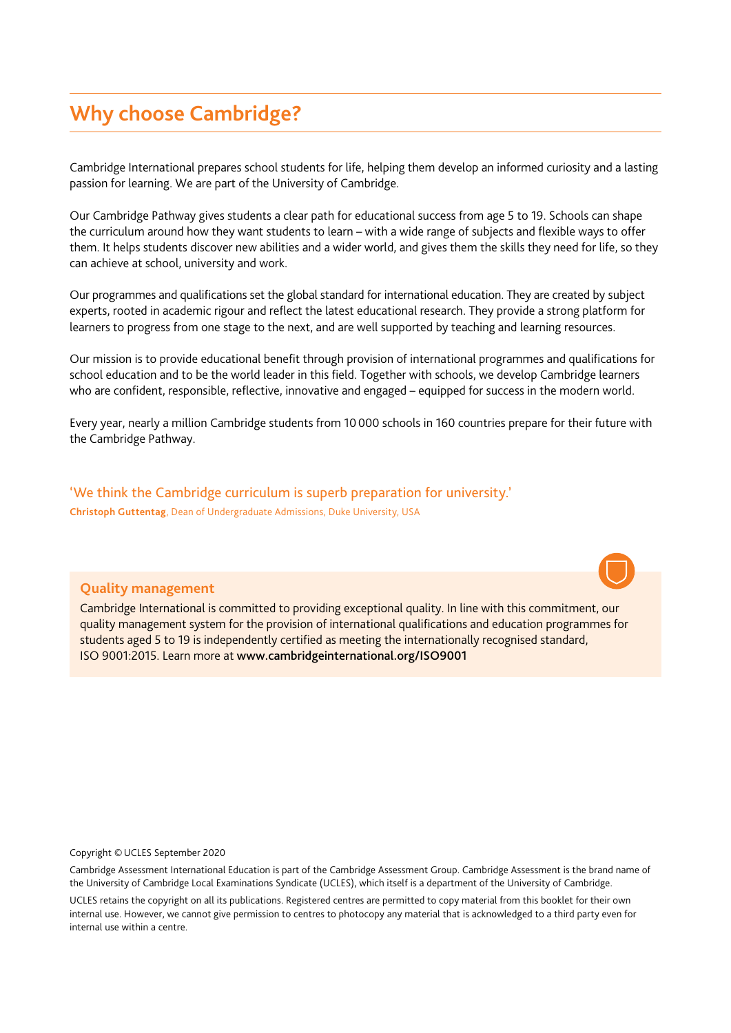# Why choose Cambridge?

Cambridge International prepares school students for life, helping them develop an informed curiosity and a lasting passion for learning. We are part of the University of Cambridge.

Our Cambridge Pathway gives students a clear path for educational success from age 5 to 19. Schools can shape the curriculum around how they want students to learn – with a wide range of subjects and flexible ways to offer them. It helps students discover new abilities and a wider world, and gives them the skills they need for life, so they can achieve at school, university and work.

Our programmes and qualifications set the global standard for international education. They are created by subject experts, rooted in academic rigour and reflect the latest educational research. They provide a strong platform for learners to progress from one stage to the next, and are well supported by teaching and learning resources.

Our mission is to provide educational benefit through provision of international programmes and qualifications for school education and to be the world leader in this field. Together with schools, we develop Cambridge learners who are confident, responsible, reflective, innovative and engaged – equipped for success in the modern world.

Every year, nearly a million Cambridge students from 10 000 schools in 160 countries prepare for their future with the Cambridge Pathway.

'We think the Cambridge curriculum is superb preparation for university.'
**Christoph Guttentag**, Dean of Undergraduate Admissions, Duke University, USA

## Quality management

Cambridge International is committed to providing exceptional quality. In line with this commitment, our quality management system for the provision of international qualifications and education programmes for students aged 5 to 19 is independently certified as meeting the internationally recognised standard, ISO 9001:2015. Learn more at **www.cambridgeinternational.org/ISO9001**

Copyright © UCLES September 2020

Cambridge Assessment International Education is part of the Cambridge Assessment Group. Cambridge Assessment is the brand name of the University of Cambridge Local Examinations Syndicate (UCLES), which itself is a department of the University of Cambridge.

UCLES retains the copyright on all its publications. Registered centres are permitted to copy material from this booklet for their own internal use. However, we cannot give permission to centres to photocopy any material that is acknowledged to a third party even for internal use within a centre.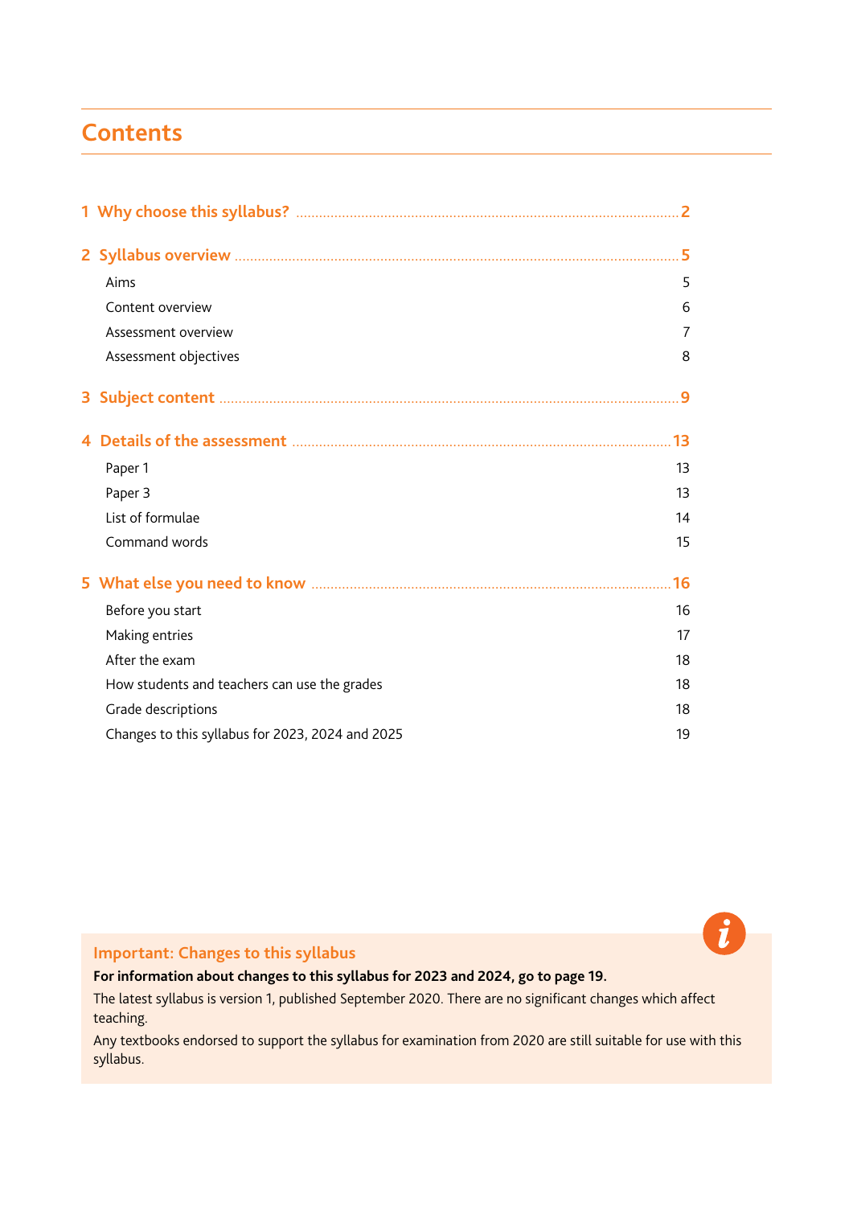# Contents

| | |
|---|---|
| **1 Why choose this syllabus?** | **2** |
| **2 Syllabus overview** | **5** |
| Aims | 5 |
| Content overview | 6 |
| Assessment overview | 7 |
| Assessment objectives | 8 |
| **3 Subject content** | **9** |
| **4 Details of the assessment** | **13** |
| Paper 1 | 13 |
| Paper 3 | 13 |
| List of formulae | 14 |
| Command words | 15 |
| **5 What else you need to know** | **16** |
| Before you start | 16 |
| Making entries | 17 |
| After the exam | 18 |
| How students and teachers can use the grades | 18 |
| Grade descriptions | 18 |
| Changes to this syllabus for 2023, 2024 and 2025 | 19 |

## Important: Changes to this syllabus

**For information about changes to this syllabus for 2023 and 2024, go to page 19.**

The latest syllabus is version 1, published September 2020. There are no significant changes which affect teaching.

Any textbooks endorsed to support the syllabus for examination from 2020 are still suitable for use with this syllabus.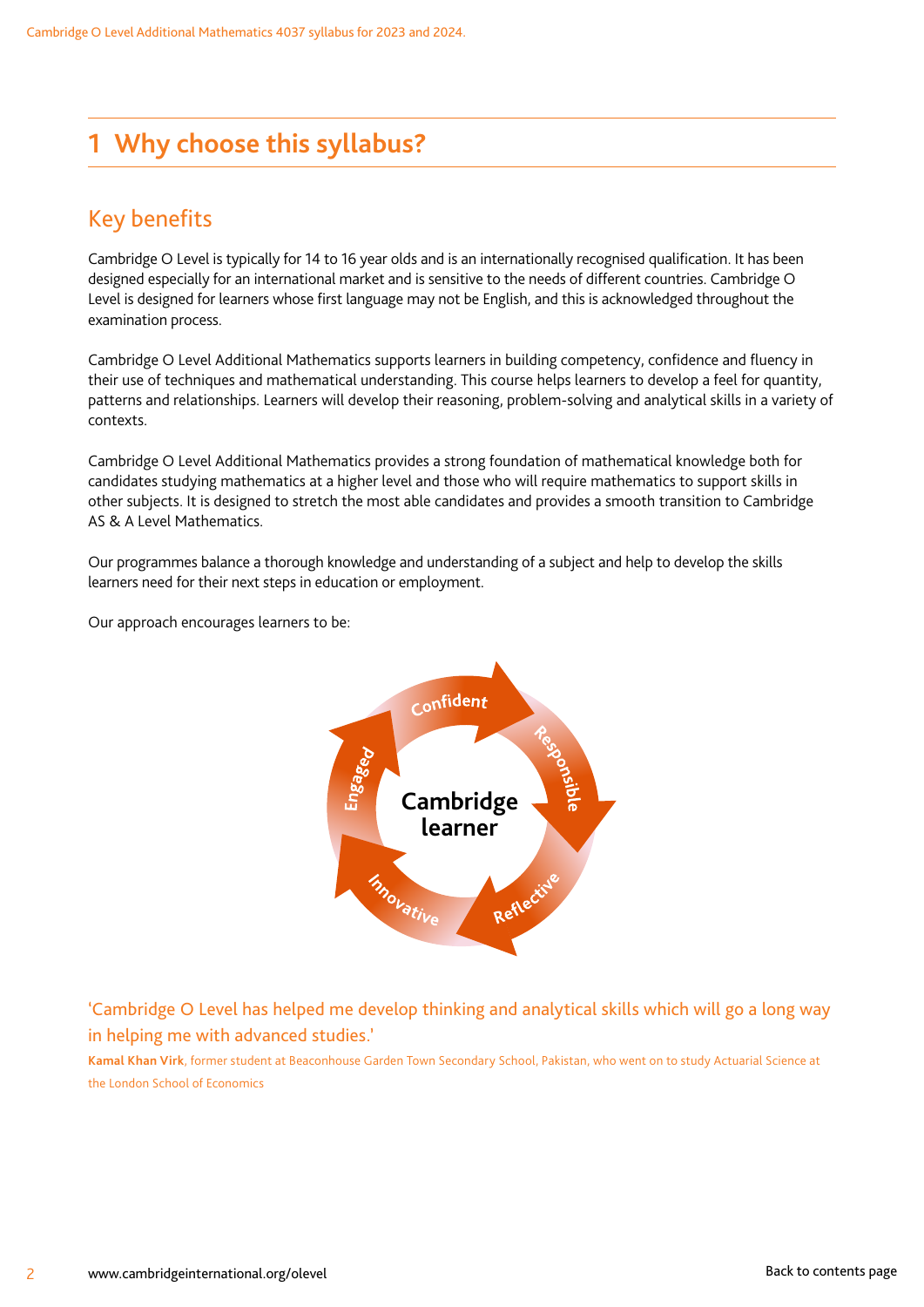# 1 Why choose this syllabus?

## Key benefits

Cambridge O Level is typically for 14 to 16 year olds and is an internationally recognised qualification. It has been designed especially for an international market and is sensitive to the needs of different countries. Cambridge O Level is designed for learners whose first language may not be English, and this is acknowledged throughout the examination process.

Cambridge O Level Additional Mathematics supports learners in building competency, confidence and fluency in their use of techniques and mathematical understanding. This course helps learners to develop a feel for quantity, patterns and relationships. Learners will develop their reasoning, problem-solving and analytical skills in a variety of contexts.

Cambridge O Level Additional Mathematics provides a strong foundation of mathematical knowledge both for candidates studying mathematics at a higher level and those who will require mathematics to support skills in other subjects. It is designed to stretch the most able candidates and provides a smooth transition to Cambridge AS & A Level Mathematics.

Our programmes balance a thorough knowledge and understanding of a subject and help to develop the skills learners need for their next steps in education or employment.

Our approach encourages learners to be:

Cambridge learner: Confident, Responsible, Reflective, Innovative, Engaged

'Cambridge O Level has helped me develop thinking and analytical skills which will go a long way in helping me with advanced studies.'

**Kamal Khan Virk**, former student at Beaconhouse Garden Town Secondary School, Pakistan, who went on to study Actuarial Science at the London School of Economics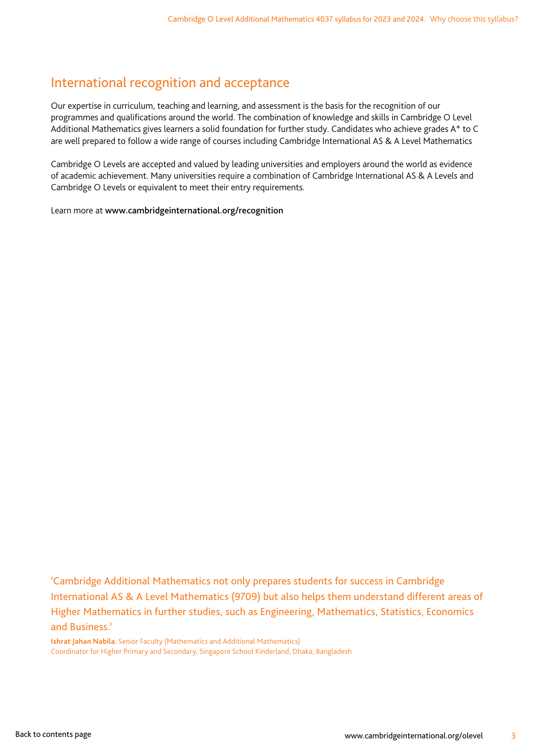## International recognition and acceptance

Our expertise in curriculum, teaching and learning, and assessment is the basis for the recognition of our programmes and qualifications around the world. The combination of knowledge and skills in Cambridge O Level Additional Mathematics gives learners a solid foundation for further study. Candidates who achieve grades A* to C are well prepared to follow a wide range of courses including Cambridge International AS & A Level Mathematics

Cambridge O Levels are accepted and valued by leading universities and employers around the world as evidence of academic achievement. Many universities require a combination of Cambridge International AS & A Levels and Cambridge O Levels or equivalent to meet their entry requirements.

Learn more at **www.cambridgeinternational.org/recognition**

'Cambridge Additional Mathematics not only prepares students for success in Cambridge International AS & A Level Mathematics (9709) but also helps them understand different areas of Higher Mathematics in further studies, such as Engineering, Mathematics, Statistics, Economics and Business.'

**Ishrat Jahan Nabila**, Senior Faculty (Mathematics and Additional Mathematics)
Coordinator for Higher Primary and Secondary, Singapore School Kinderland, Dhaka, Bangladesh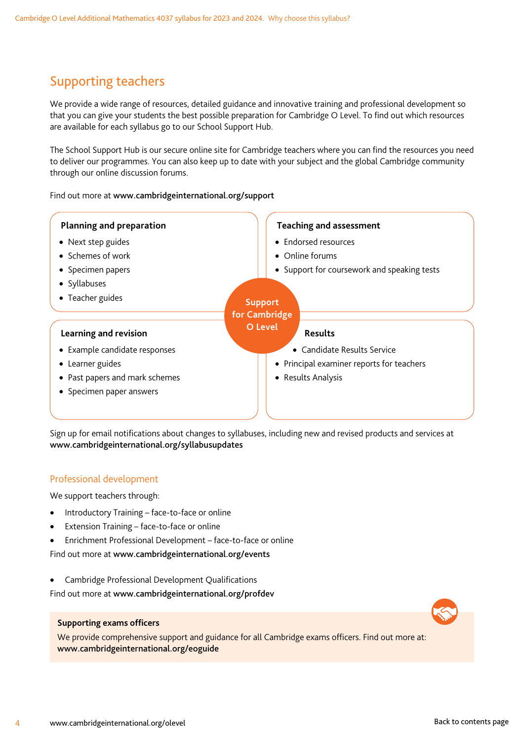## Supporting teachers

We provide a wide range of resources, detailed guidance and innovative training and professional development so that you can give your students the best possible preparation for Cambridge O Level. To find out which resources are available for each syllabus go to our School Support Hub.

The School Support Hub is our secure online site for Cambridge teachers where you can find the resources you need to deliver our programmes. You can also keep up to date with your subject and the global Cambridge community through our online discussion forums.

Find out more at **www.cambridgeinternational.org/support**

**Support for Cambridge O Level**

**Planning and preparation**

- Next step guides
- Schemes of work
- Specimen papers
- Syllabuses
- Teacher guides

**Teaching and assessment**

- Endorsed resources
- Online forums
- Support for coursework and speaking tests

**Learning and revision**

- Example candidate responses
- Learner guides
- Past papers and mark schemes
- Specimen paper answers

**Results**

- Candidate Results Service
- Principal examiner reports for teachers
- Results Analysis

Sign up for email notifications about changes to syllabuses, including new and revised products and services at **www.cambridgeinternational.org/syllabusupdates**

### Professional development

We support teachers through:

- Introductory Training – face-to-face or online
- Extension Training – face-to-face or online
- Enrichment Professional Development – face-to-face or online

Find out more at **www.cambridgeinternational.org/events**

- Cambridge Professional Development Qualifications

Find out more at **www.cambridgeinternational.org/profdev**

**Supporting exams officers**

We provide comprehensive support and guidance for all Cambridge exams officers. Find out more at: **www.cambridgeinternational.org/eoguide**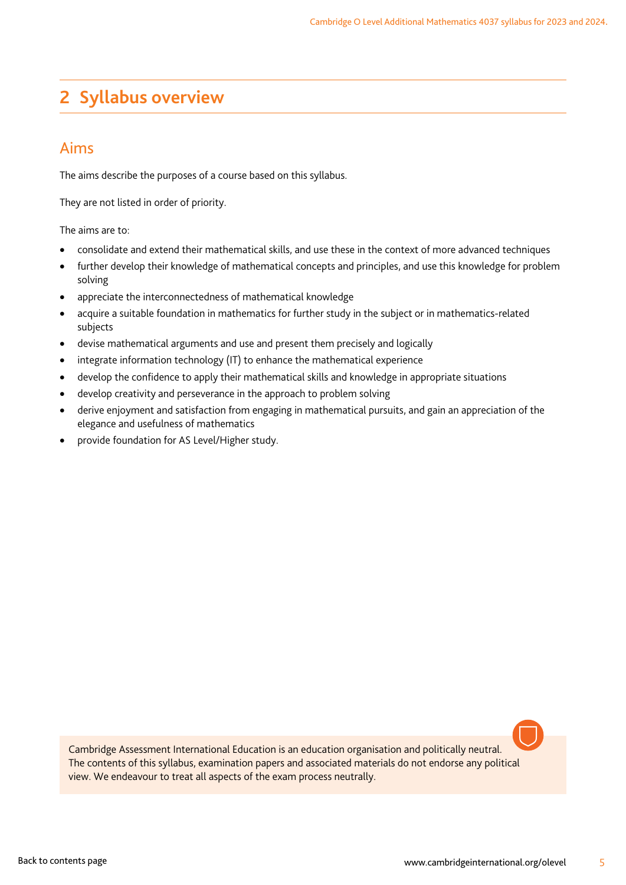# 2 Syllabus overview

## Aims

The aims describe the purposes of a course based on this syllabus.

They are not listed in order of priority.

The aims are to:

- consolidate and extend their mathematical skills, and use these in the context of more advanced techniques
- further develop their knowledge of mathematical concepts and principles, and use this knowledge for problem solving
- appreciate the interconnectedness of mathematical knowledge
- acquire a suitable foundation in mathematics for further study in the subject or in mathematics-related subjects
- devise mathematical arguments and use and present them precisely and logically
- integrate information technology (IT) to enhance the mathematical experience
- develop the confidence to apply their mathematical skills and knowledge in appropriate situations
- develop creativity and perseverance in the approach to problem solving
- derive enjoyment and satisfaction from engaging in mathematical pursuits, and gain an appreciation of the elegance and usefulness of mathematics
- provide foundation for AS Level/Higher study.

Cambridge Assessment International Education is an education organisation and politically neutral. The contents of this syllabus, examination papers and associated materials do not endorse any political view. We endeavour to treat all aspects of the exam process neutrally.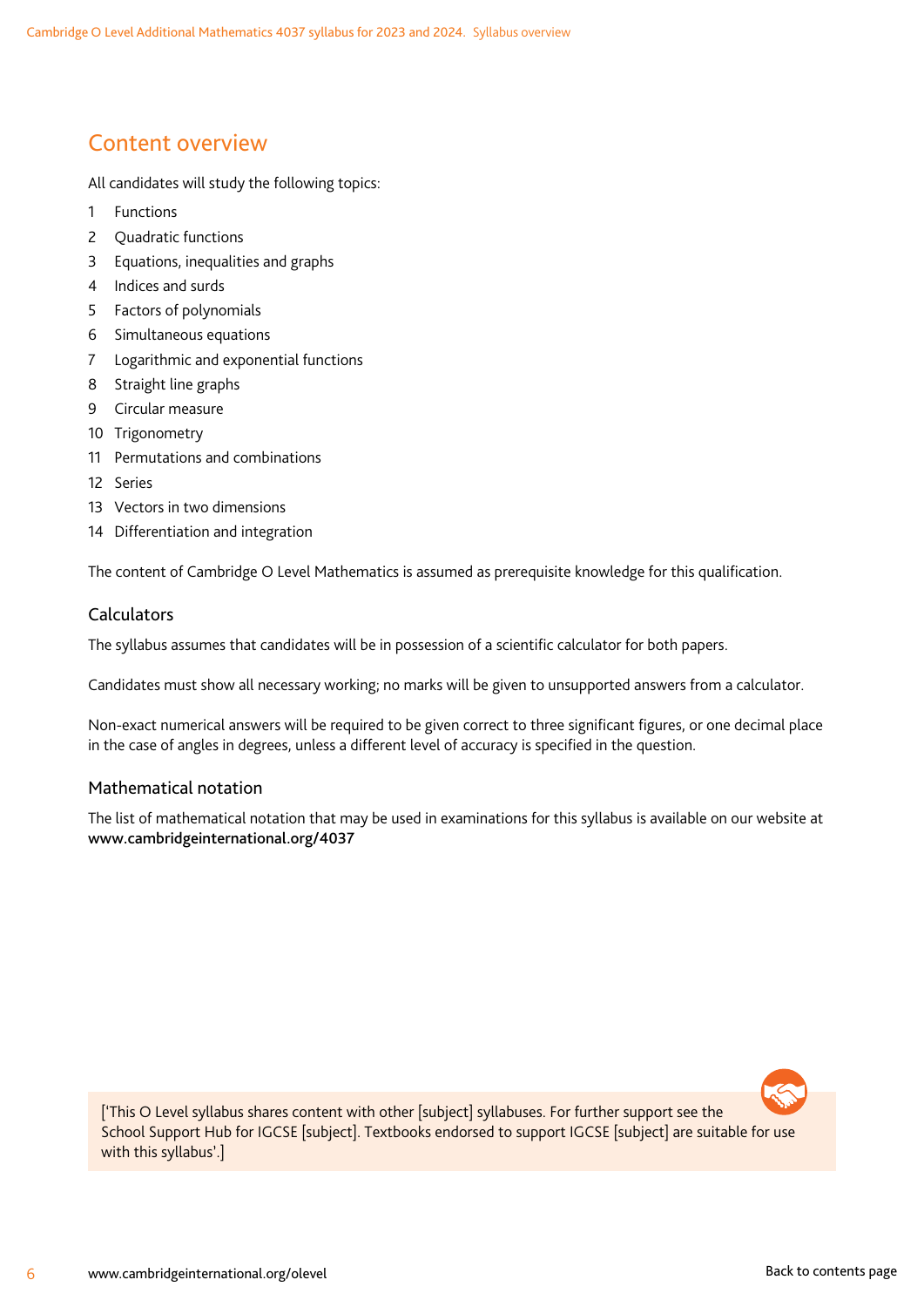## Content overview

All candidates will study the following topics:

1. Functions
2. Quadratic functions
3. Equations, inequalities and graphs
4. Indices and surds
5. Factors of polynomials
6. Simultaneous equations
7. Logarithmic and exponential functions
8. Straight line graphs
9. Circular measure
10. Trigonometry
11. Permutations and combinations
12. Series
13. Vectors in two dimensions
14. Differentiation and integration

The content of Cambridge O Level Mathematics is assumed as prerequisite knowledge for this qualification.

### Calculators

The syllabus assumes that candidates will be in possession of a scientific calculator for both papers.

Candidates must show all necessary working; no marks will be given to unsupported answers from a calculator.

Non-exact numerical answers will be required to be given correct to three significant figures, or one decimal place in the case of angles in degrees, unless a different level of accuracy is specified in the question.

### Mathematical notation

The list of mathematical notation that may be used in examinations for this syllabus is available on our website at **www.cambridgeinternational.org/4037**

['This O Level syllabus shares content with other [subject] syllabuses. For further support see the School Support Hub for IGCSE [subject]. Textbooks endorsed to support IGCSE [subject] are suitable for use with this syllabus'.]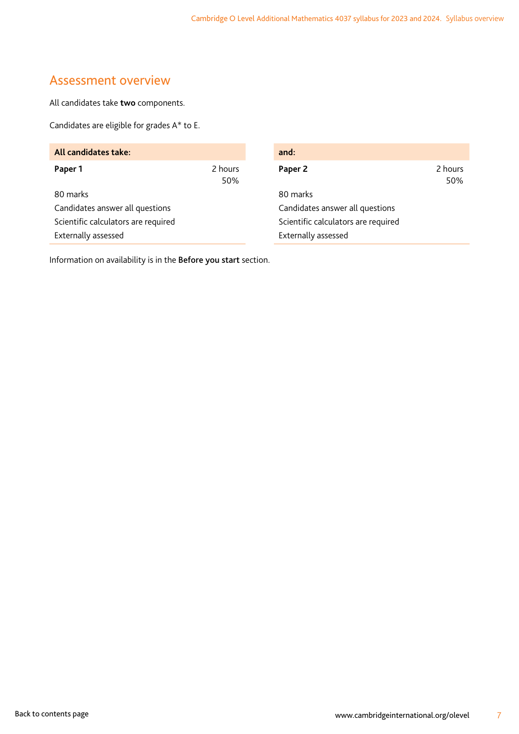## Assessment overview

All candidates take **two** components.

Candidates are eligible for grades A* to E.

| **All candidates take:** | | **and:** | |
|---|---|---|---|
| **Paper 1** | 2 hours<br>50% | **Paper 2** | 2 hours<br>50% |
| 80 marks<br>Candidates answer all questions<br>Scientific calculators are required<br>Externally assessed | | 80 marks<br>Candidates answer all questions<br>Scientific calculators are required<br>Externally assessed | |

Information on availability is in the **Before you start** section.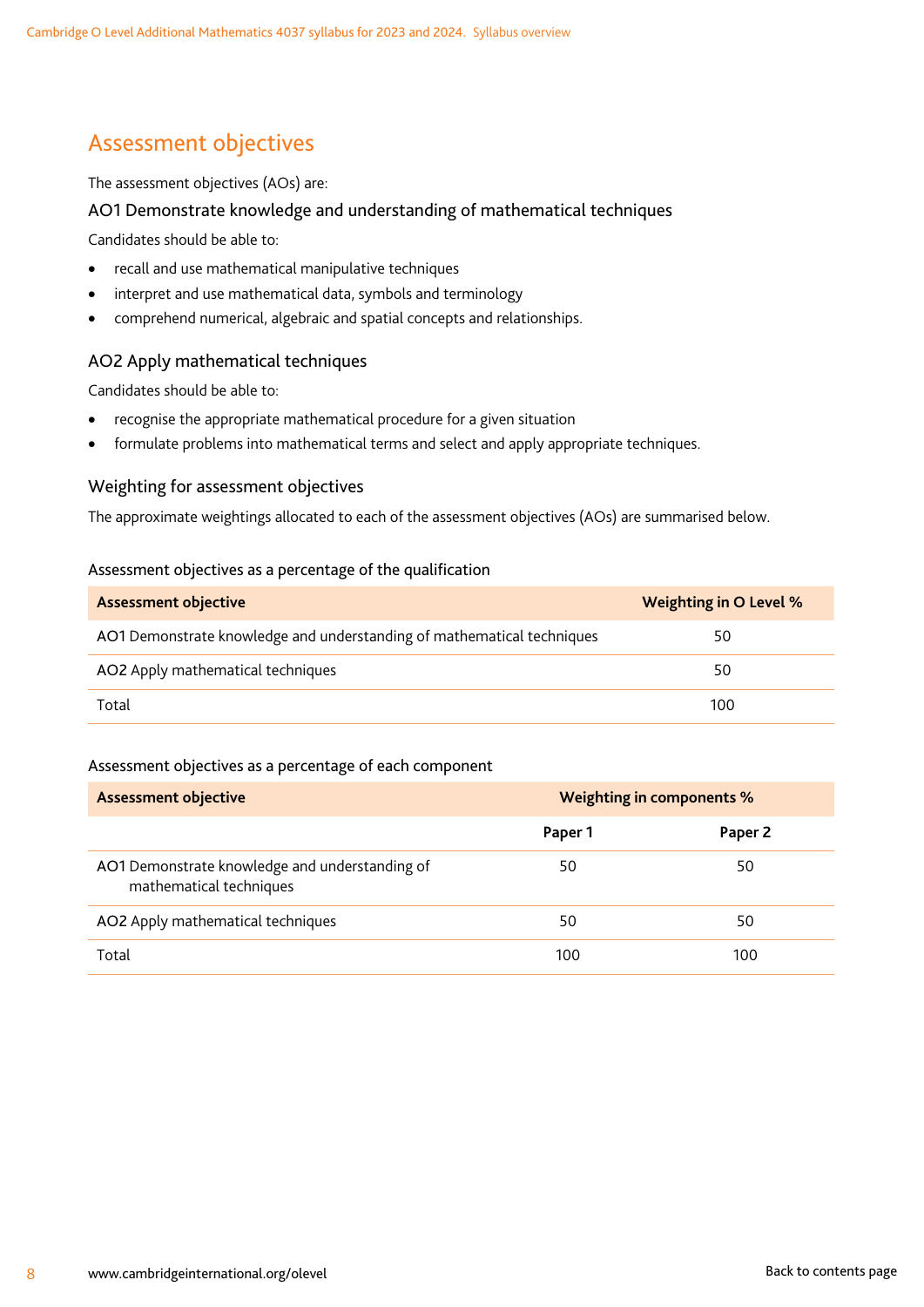## Assessment objectives

The assessment objectives (AOs) are:

### AO1 Demonstrate knowledge and understanding of mathematical techniques

Candidates should be able to:

- recall and use mathematical manipulative techniques
- interpret and use mathematical data, symbols and terminology
- comprehend numerical, algebraic and spatial concepts and relationships.

### AO2 Apply mathematical techniques

Candidates should be able to:

- recognise the appropriate mathematical procedure for a given situation
- formulate problems into mathematical terms and select and apply appropriate techniques.

### Weighting for assessment objectives

The approximate weightings allocated to each of the assessment objectives (AOs) are summarised below.

Assessment objectives as a percentage of the qualification

| Assessment objective | Weighting in O Level % |
|---|---|
| AO1 Demonstrate knowledge and understanding of mathematical techniques | 50 |
| AO2 Apply mathematical techniques | 50 |
| Total | 100 |

Assessment objectives as a percentage of each component

| Assessment objective | Weighting in components % | |
|---|---|---|
| | Paper 1 | Paper 2 |
| AO1 Demonstrate knowledge and understanding of mathematical techniques | 50 | 50 |
| AO2 Apply mathematical techniques | 50 | 50 |
| Total | 100 | 100 |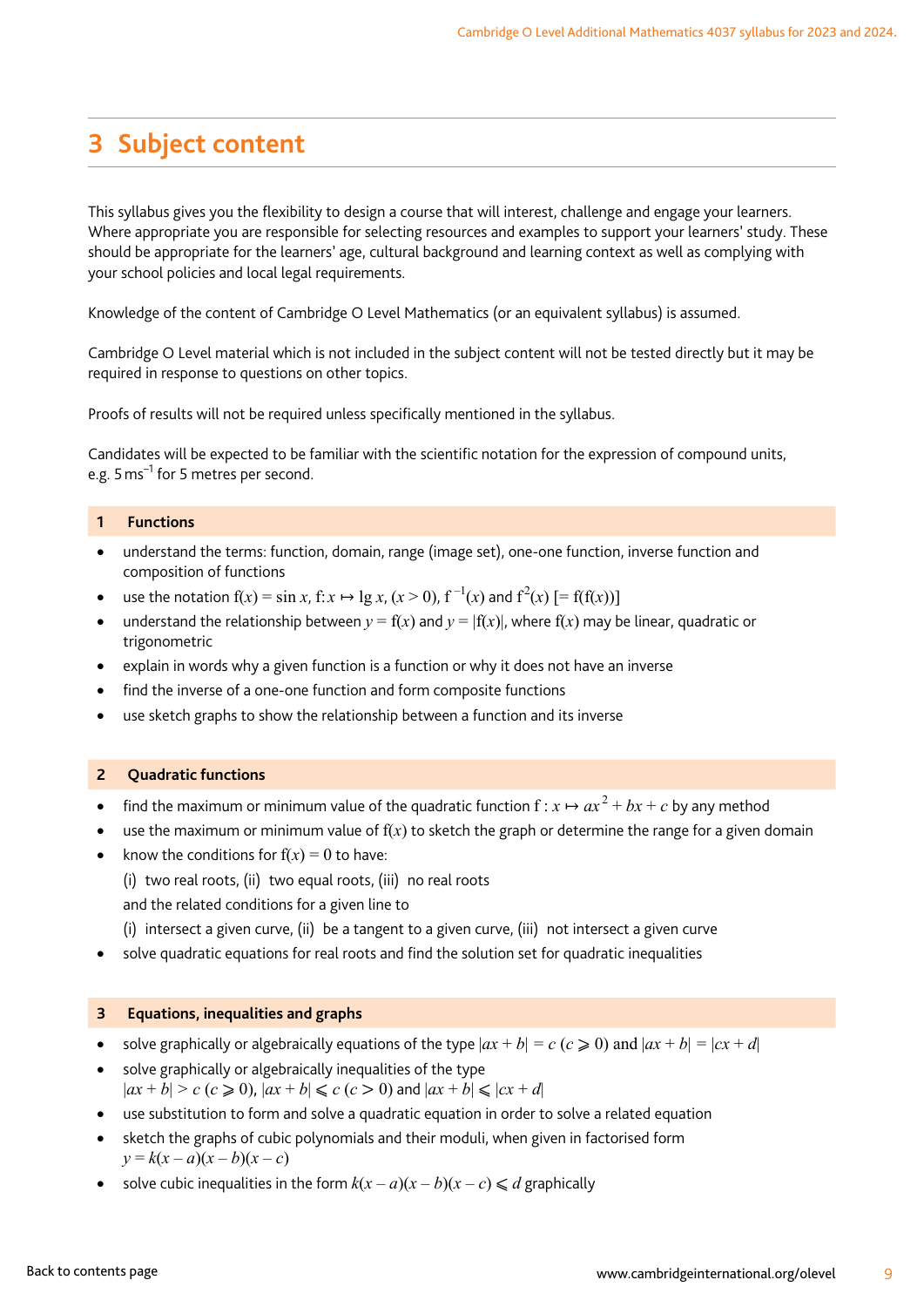## 3 Subject content

This syllabus gives you the flexibility to design a course that will interest, challenge and engage your learners. Where appropriate you are responsible for selecting resources and examples to support your learners' study. These should be appropriate for the learners' age, cultural background and learning context as well as complying with your school policies and local legal requirements.

Knowledge of the content of Cambridge O Level Mathematics (or an equivalent syllabus) is assumed.

Cambridge O Level material which is not included in the subject content will not be tested directly but it may be required in response to questions on other topics.

Proofs of results will not be required unless specifically mentioned in the syllabus.

Candidates will be expected to be familiar with the scientific notation for the expression of compound units, e.g. $5\,\text{ms}^{-1}$ for 5 metres per second.

### 1 Functions

- understand the terms: function, domain, range (image set), one-one function, inverse function and composition of functions
- use the notation $\text{f}(x) = \sin x$, $\text{f}: x \mapsto \lg x$, $(x > 0)$, $\text{f}^{-1}(x)$ and $\text{f}^{2}(x)$ $[= \text{f}(\text{f}(x))]$
- understand the relationship between $y = \text{f}(x)$ and $y = |\text{f}(x)|$, where $\text{f}(x)$ may be linear, quadratic or trigonometric
- explain in words why a given function is a function or why it does not have an inverse
- find the inverse of a one-one function and form composite functions
- use sketch graphs to show the relationship between a function and its inverse

### 2 Quadratic functions

- find the maximum or minimum value of the quadratic function $\text{f}: x \mapsto ax^2 + bx + c$ by any method
- use the maximum or minimum value of $\text{f}(x)$ to sketch the graph or determine the range for a given domain
- know the conditions for $\text{f}(x) = 0$ to have:

  (i) two real roots, (ii) two equal roots, (iii) no real roots

  and the related conditions for a given line to

  (i) intersect a given curve, (ii) be a tangent to a given curve, (iii) not intersect a given curve
- solve quadratic equations for real roots and find the solution set for quadratic inequalities

### 3 Equations, inequalities and graphs

- solve graphically or algebraically equations of the type $|ax + b| = c$ $(c \geqslant 0)$ and $|ax + b| = |cx + d|$
- solve graphically or algebraically inequalities of the type $|ax + b| > c$ $(c \geqslant 0)$, $|ax + b| \leqslant c$ $(c > 0)$ and $|ax + b| \leqslant |cx + d|$
- use substitution to form and solve a quadratic equation in order to solve a related equation
- sketch the graphs of cubic polynomials and their moduli, when given in factorised form $y = k(x - a)(x - b)(x - c)$
- solve cubic inequalities in the form $k(x - a)(x - b)(x - c) \leqslant d$ graphically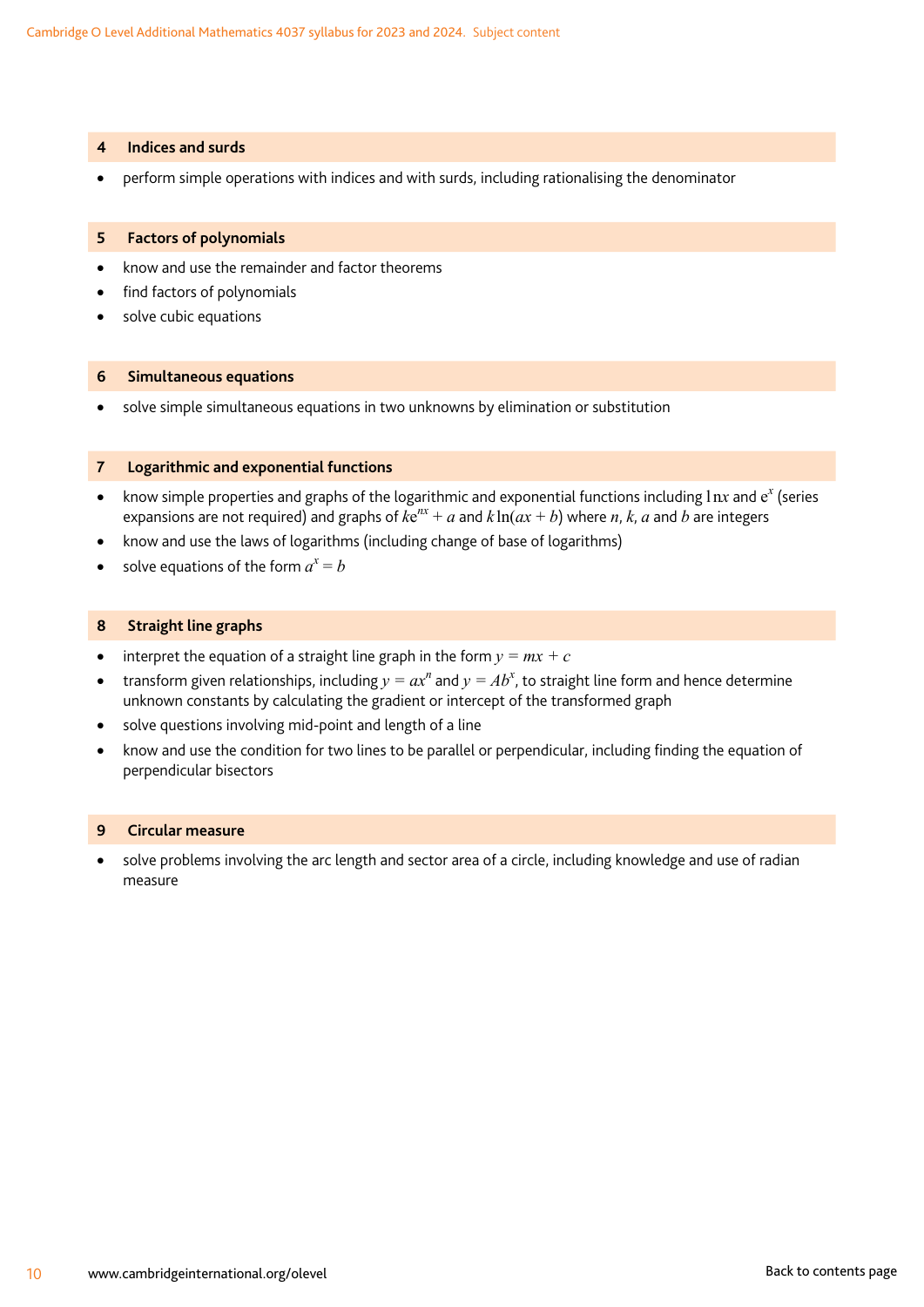## 4 Indices and surds

- perform simple operations with indices and with surds, including rationalising the denominator

## 5 Factors of polynomials

- know and use the remainder and factor theorems
- find factors of polynomials
- solve cubic equations

## 6 Simultaneous equations

- solve simple simultaneous equations in two unknowns by elimination or substitution

## 7 Logarithmic and exponential functions

- know simple properties and graphs of the logarithmic and exponential functions including $\ln x$ and $e^x$ (series expansions are not required) and graphs of $ke^{nx} + a$ and $k\ln(ax + b)$ where $n$, $k$, $a$ and $b$ are integers
- know and use the laws of logarithms (including change of base of logarithms)
- solve equations of the form $a^x = b$

## 8 Straight line graphs

- interpret the equation of a straight line graph in the form $y = mx + c$
- transform given relationships, including $y = ax^n$ and $y = Ab^x$, to straight line form and hence determine unknown constants by calculating the gradient or intercept of the transformed graph
- solve questions involving mid-point and length of a line
- know and use the condition for two lines to be parallel or perpendicular, including finding the equation of perpendicular bisectors

## 9 Circular measure

- solve problems involving the arc length and sector area of a circle, including knowledge and use of radian measure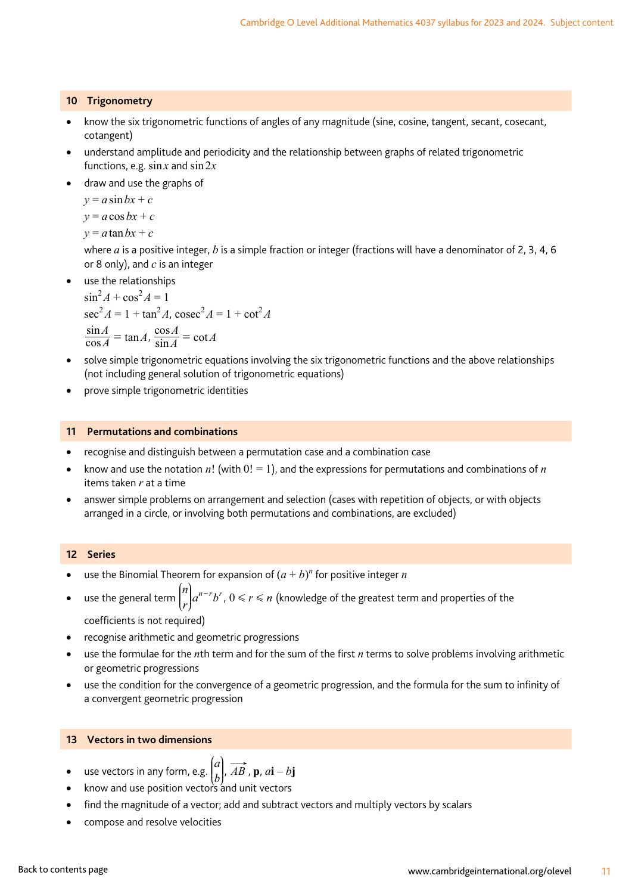## 10 Trigonometry

- know the six trigonometric functions of angles of any magnitude (sine, cosine, tangent, secant, cosecant, cotangent)
- understand amplitude and periodicity and the relationship between graphs of related trigonometric functions, e.g. $\sin x$ and $\sin 2x$
- draw and use the graphs of

  $y = a\sin bx + c$

  $y = a\cos bx + c$

  $y = a\tan bx + c$

  where $a$ is a positive integer, $b$ is a simple fraction or integer (fractions will have a denominator of 2, 3, 4, 6 or 8 only), and $c$ is an integer
- use the relationships

  $\sin^2 A + \cos^2 A = 1$

  $\sec^2 A = 1 + \tan^2 A$, $\operatorname{cosec}^2 A = 1 + \cot^2 A$

  $\dfrac{\sin A}{\cos A} = \tan A$, $\dfrac{\cos A}{\sin A} = \cot A$
- solve simple trigonometric equations involving the six trigonometric functions and the above relationships (not including general solution of trigonometric equations)
- prove simple trigonometric identities

## 11 Permutations and combinations

- recognise and distinguish between a permutation case and a combination case
- know and use the notation $n!$ (with $0! = 1$), and the expressions for permutations and combinations of $n$ items taken $r$ at a time
- answer simple problems on arrangement and selection (cases with repetition of objects, or with objects arranged in a circle, or involving both permutations and combinations, are excluded)

## 12 Series

- use the Binomial Theorem for expansion of $(a + b)^n$ for positive integer $n$
- use the general term $\dbinom{n}{r} a^{n-r} b^r$, $0 \leqslant r \leqslant n$ (knowledge of the greatest term and properties of the coefficients is not required)
- recognise arithmetic and geometric progressions
- use the formulae for the $n$th term and for the sum of the first $n$ terms to solve problems involving arithmetic or geometric progressions
- use the condition for the convergence of a geometric progression, and the formula for the sum to infinity of a convergent geometric progression

## 13 Vectors in two dimensions

- use vectors in any form, e.g. $\begin{pmatrix} a \\ b \end{pmatrix}$, $\overrightarrow{AB}$, $\mathbf{p}$, $a\mathbf{i} - b\mathbf{j}$
- know and use position vectors and unit vectors
- find the magnitude of a vector; add and subtract vectors and multiply vectors by scalars
- compose and resolve velocities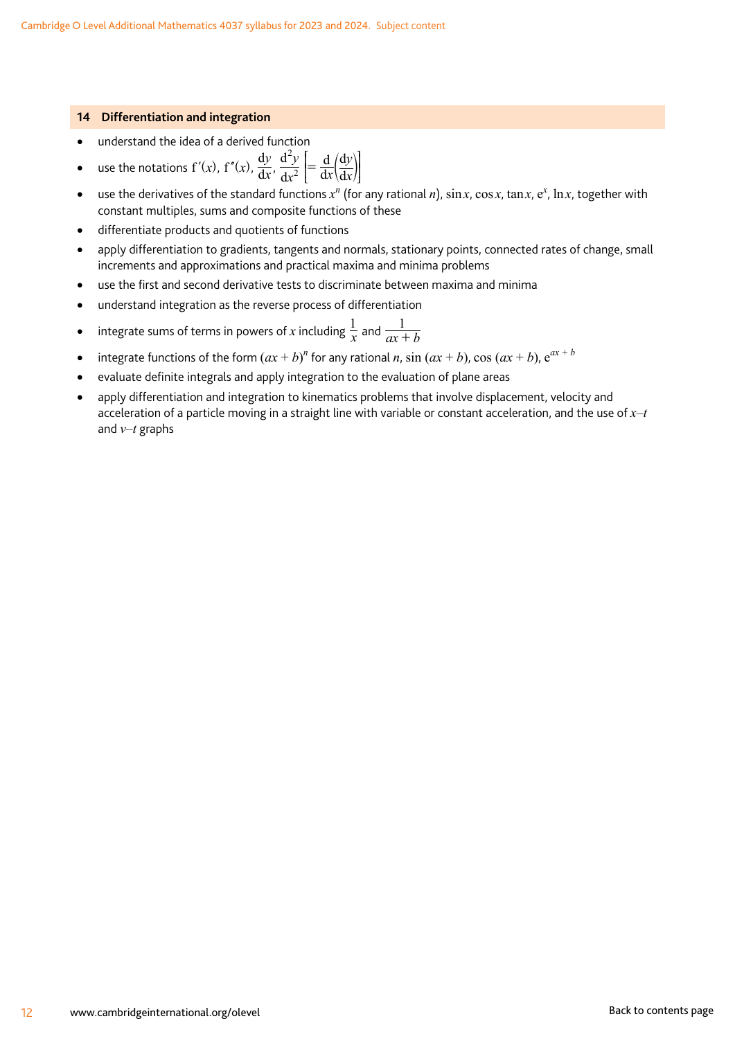## 14 Differentiation and integration

- understand the idea of a derived function
- use the notations $f'(x)$, $f''(x)$, $\frac{dy}{dx}$, $\frac{d^2y}{dx^2}$ $\left[= \frac{d}{dx}\left(\frac{dy}{dx}\right)\right]$
- use the derivatives of the standard functions $x^n$ (for any rational $n$), $\sin x$, $\cos x$, $\tan x$, $e^x$, $\ln x$, together with constant multiples, sums and composite functions of these
- differentiate products and quotients of functions
- apply differentiation to gradients, tangents and normals, stationary points, connected rates of change, small increments and approximations and practical maxima and minima problems
- use the first and second derivative tests to discriminate between maxima and minima
- understand integration as the reverse process of differentiation
- integrate sums of terms in powers of $x$ including $\frac{1}{x}$ and $\frac{1}{ax+b}$
- integrate functions of the form $(ax+b)^n$ for any rational $n$, $\sin(ax+b)$, $\cos(ax+b)$, $e^{ax+b}$
- evaluate definite integrals and apply integration to the evaluation of plane areas
- apply differentiation and integration to kinematics problems that involve displacement, velocity and acceleration of a particle moving in a straight line with variable or constant acceleration, and the use of $x$–$t$ and $v$–$t$ graphs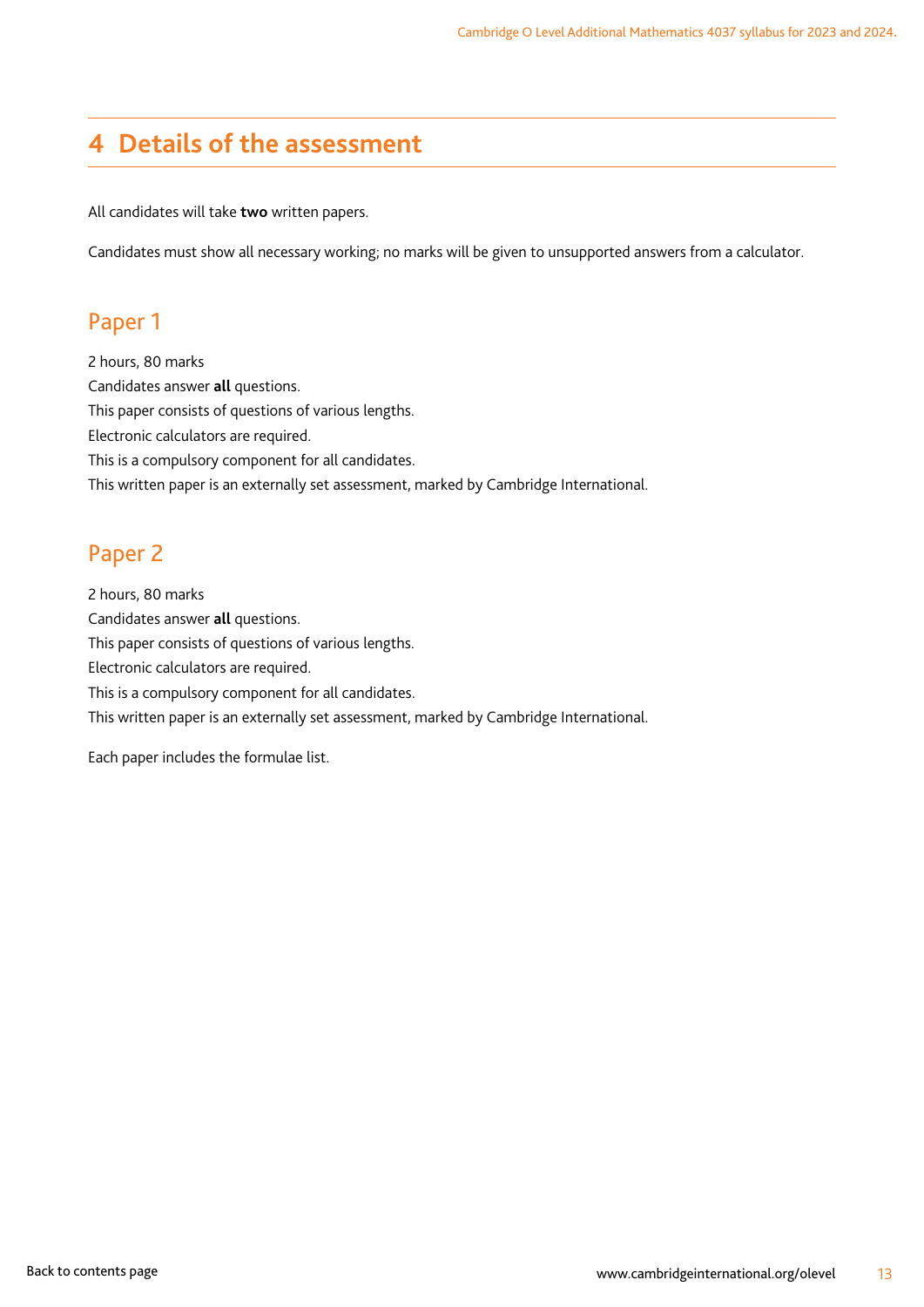# 4 Details of the assessment

All candidates will take **two** written papers.

Candidates must show all necessary working; no marks will be given to unsupported answers from a calculator.

## Paper 1

2 hours, 80 marks
Candidates answer **all** questions.
This paper consists of questions of various lengths.
Electronic calculators are required.
This is a compulsory component for all candidates.
This written paper is an externally set assessment, marked by Cambridge International.

## Paper 2

2 hours, 80 marks
Candidates answer **all** questions.
This paper consists of questions of various lengths.
Electronic calculators are required.
This is a compulsory component for all candidates.
This written paper is an externally set assessment, marked by Cambridge International.

Each paper includes the formulae list.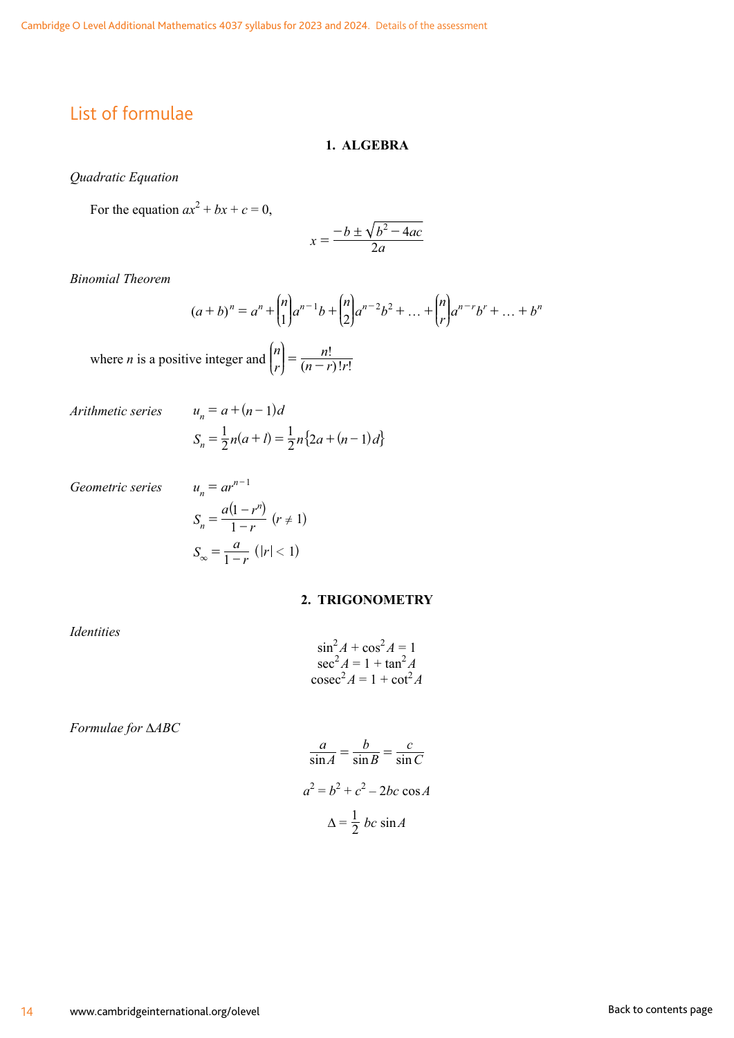## List of formulae

### 1. ALGEBRA

*Quadratic Equation*

For the equation $ax^2 + bx + c = 0$,

$$x = \frac{-b \pm \sqrt{b^2 - 4ac}}{2a}$$

*Binomial Theorem*

$$(a+b)^n = a^n + \binom{n}{1}a^{n-1}b + \binom{n}{2}a^{n-2}b^2 + \ldots + \binom{n}{r}a^{n-r}b^r + \ldots + b^n$$

where $n$ is a positive integer and $\binom{n}{r} = \frac{n!}{(n-r)!r!}$

*Arithmetic series*

$$u_n = a + (n-1)d$$

$$S_n = \frac{1}{2}n(a+l) = \frac{1}{2}n\{2a + (n-1)d\}$$

*Geometric series*

$$u_n = ar^{n-1}$$

$$S_n = \frac{a(1-r^n)}{1-r} \quad (r \neq 1)$$

$$S_\infty = \frac{a}{1-r} \quad (|r| < 1)$$

### 2. TRIGONOMETRY

*Identities*

$$\sin^2 A + \cos^2 A = 1$$

$$\sec^2 A = 1 + \tan^2 A$$

$$\operatorname{cosec}^2 A = 1 + \cot^2 A$$

*Formulae for $\Delta ABC$*

$$\frac{a}{\sin A} = \frac{b}{\sin B} = \frac{c}{\sin C}$$

$$a^2 = b^2 + c^2 - 2bc\cos A$$

$$\Delta = \frac{1}{2}bc\sin A$$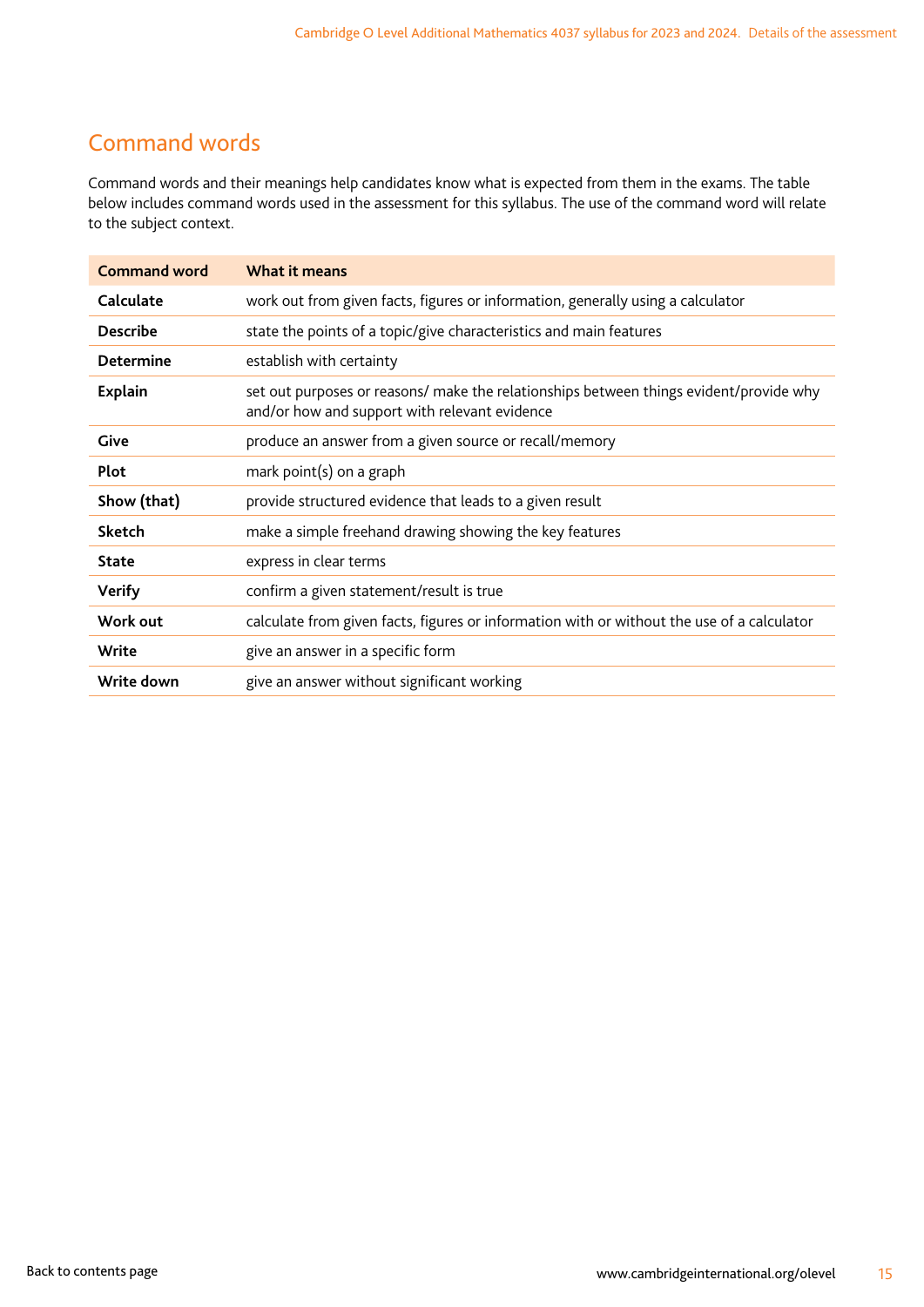## Command words

Command words and their meanings help candidates know what is expected from them in the exams. The table below includes command words used in the assessment for this syllabus. The use of the command word will relate to the subject context.

| Command word | What it means |
|---|---|
| **Calculate** | work out from given facts, figures or information, generally using a calculator |
| **Describe** | state the points of a topic/give characteristics and main features |
| **Determine** | establish with certainty |
| **Explain** | set out purposes or reasons/ make the relationships between things evident/provide why and/or how and support with relevant evidence |
| **Give** | produce an answer from a given source or recall/memory |
| **Plot** | mark point(s) on a graph |
| **Show (that)** | provide structured evidence that leads to a given result |
| **Sketch** | make a simple freehand drawing showing the key features |
| **State** | express in clear terms |
| **Verify** | confirm a given statement/result is true |
| **Work out** | calculate from given facts, figures or information with or without the use of a calculator |
| **Write** | give an answer in a specific form |
| **Write down** | give an answer without significant working |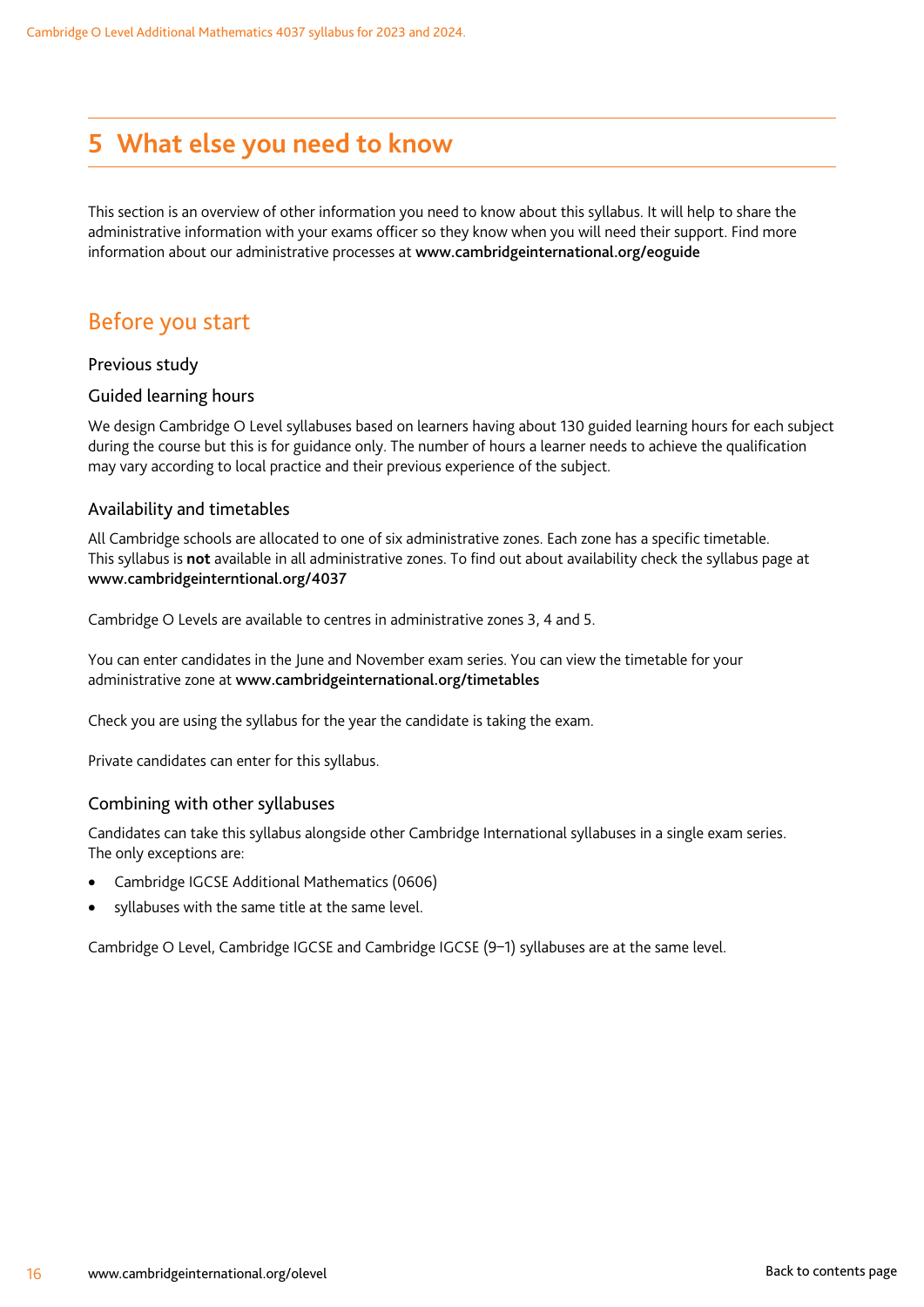# 5 What else you need to know

This section is an overview of other information you need to know about this syllabus. It will help to share the administrative information with your exams officer so they know when you will need their support. Find more information about our administrative processes at **www.cambridgeinternational.org/eoguide**

## Before you start

### Previous study

### Guided learning hours

We design Cambridge O Level syllabuses based on learners having about 130 guided learning hours for each subject during the course but this is for guidance only. The number of hours a learner needs to achieve the qualification may vary according to local practice and their previous experience of the subject.

### Availability and timetables

All Cambridge schools are allocated to one of six administrative zones. Each zone has a specific timetable. This syllabus is **not** available in all administrative zones. To find out about availability check the syllabus page at **www.cambridgeinterntional.org/4037**

Cambridge O Levels are available to centres in administrative zones 3, 4 and 5.

You can enter candidates in the June and November exam series. You can view the timetable for your administrative zone at **www.cambridgeinternational.org/timetables**

Check you are using the syllabus for the year the candidate is taking the exam.

Private candidates can enter for this syllabus.

### Combining with other syllabuses

Candidates can take this syllabus alongside other Cambridge International syllabuses in a single exam series. The only exceptions are:

- Cambridge IGCSE Additional Mathematics (0606)
- syllabuses with the same title at the same level.

Cambridge O Level, Cambridge IGCSE and Cambridge IGCSE (9–1) syllabuses are at the same level.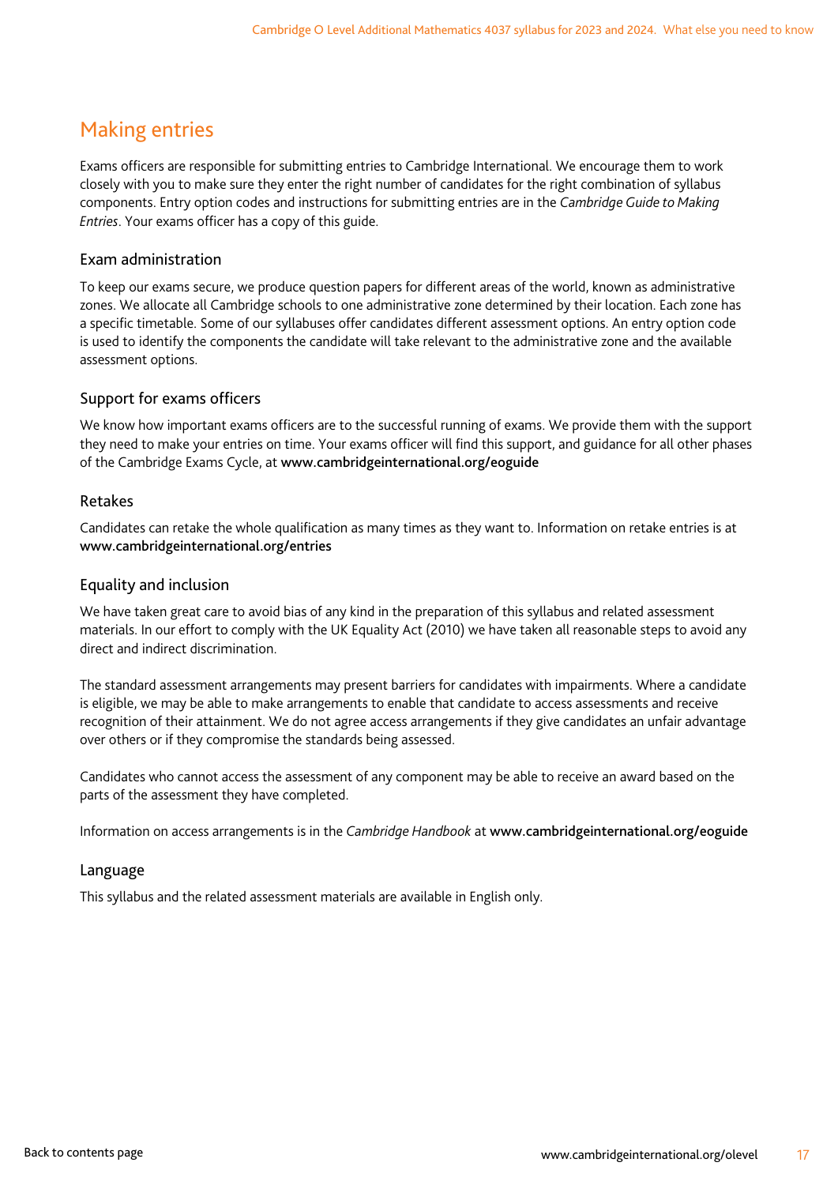## Making entries

Exams officers are responsible for submitting entries to Cambridge International. We encourage them to work closely with you to make sure they enter the right number of candidates for the right combination of syllabus components. Entry option codes and instructions for submitting entries are in the *Cambridge Guide to Making Entries*. Your exams officer has a copy of this guide.

### Exam administration

To keep our exams secure, we produce question papers for different areas of the world, known as administrative zones. We allocate all Cambridge schools to one administrative zone determined by their location. Each zone has a specific timetable. Some of our syllabuses offer candidates different assessment options. An entry option code is used to identify the components the candidate will take relevant to the administrative zone and the available assessment options.

### Support for exams officers

We know how important exams officers are to the successful running of exams. We provide them with the support they need to make your entries on time. Your exams officer will find this support, and guidance for all other phases of the Cambridge Exams Cycle, at **www.cambridgeinternational.org/eoguide**

### Retakes

Candidates can retake the whole qualification as many times as they want to. Information on retake entries is at **www.cambridgeinternational.org/entries**

### Equality and inclusion

We have taken great care to avoid bias of any kind in the preparation of this syllabus and related assessment materials. In our effort to comply with the UK Equality Act (2010) we have taken all reasonable steps to avoid any direct and indirect discrimination.

The standard assessment arrangements may present barriers for candidates with impairments. Where a candidate is eligible, we may be able to make arrangements to enable that candidate to access assessments and receive recognition of their attainment. We do not agree access arrangements if they give candidates an unfair advantage over others or if they compromise the standards being assessed.

Candidates who cannot access the assessment of any component may be able to receive an award based on the parts of the assessment they have completed.

Information on access arrangements is in the *Cambridge Handbook* at **www.cambridgeinternational.org/eoguide**

### Language

This syllabus and the related assessment materials are available in English only.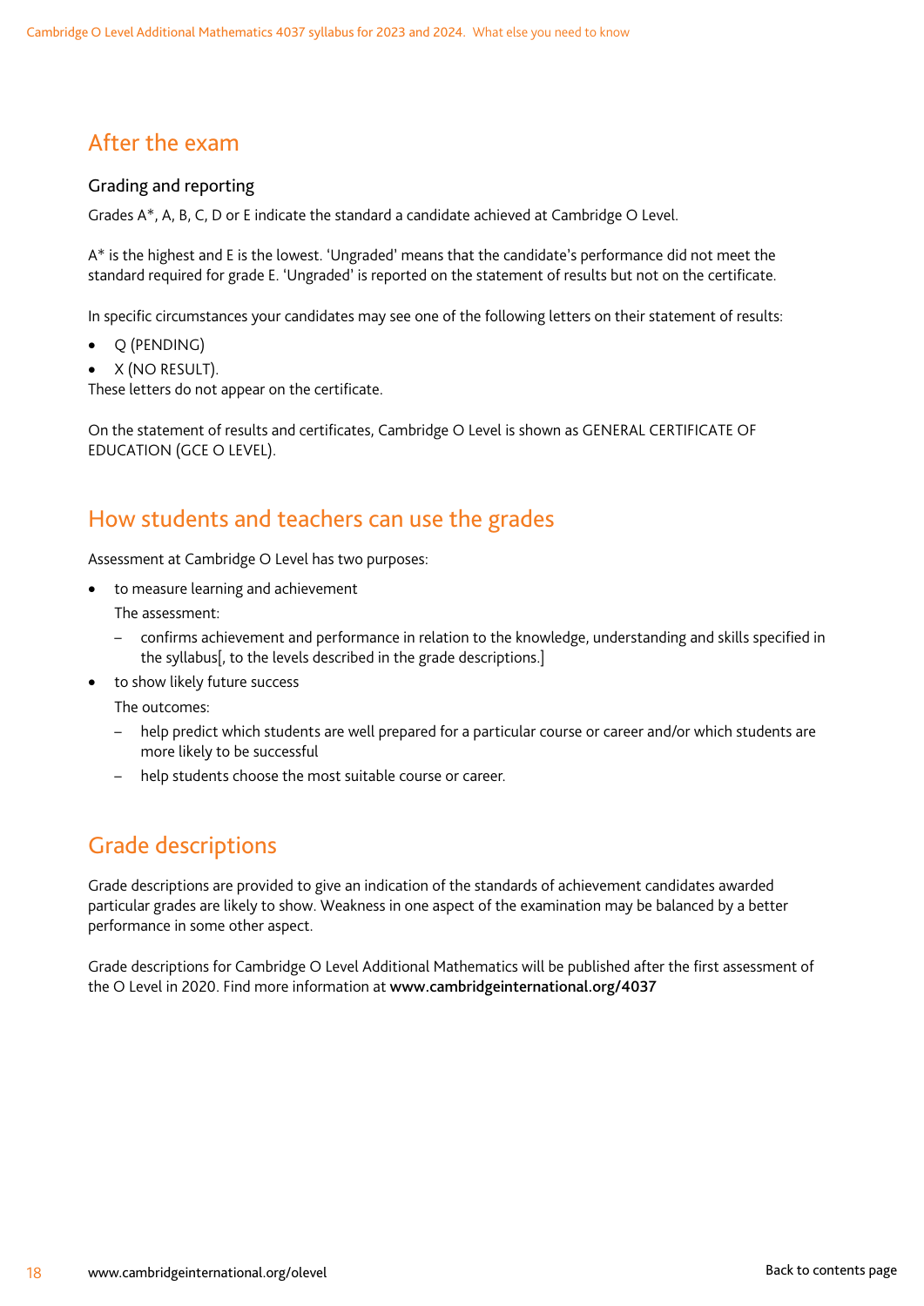## After the exam

### Grading and reporting

Grades A*, A, B, C, D or E indicate the standard a candidate achieved at Cambridge O Level.

A* is the highest and E is the lowest. 'Ungraded' means that the candidate's performance did not meet the standard required for grade E. 'Ungraded' is reported on the statement of results but not on the certificate.

In specific circumstances your candidates may see one of the following letters on their statement of results:

- Q (PENDING)
- X (NO RESULT).

These letters do not appear on the certificate.

On the statement of results and certificates, Cambridge O Level is shown as GENERAL CERTIFICATE OF EDUCATION (GCE O LEVEL).

## How students and teachers can use the grades

Assessment at Cambridge O Level has two purposes:

- to measure learning and achievement

  The assessment:

  – confirms achievement and performance in relation to the knowledge, understanding and skills specified in the syllabus[, to the levels described in the grade descriptions.]

- to show likely future success

  The outcomes:

  – help predict which students are well prepared for a particular course or career and/or which students are more likely to be successful

  – help students choose the most suitable course or career.

## Grade descriptions

Grade descriptions are provided to give an indication of the standards of achievement candidates awarded particular grades are likely to show. Weakness in one aspect of the examination may be balanced by a better performance in some other aspect.

Grade descriptions for Cambridge O Level Additional Mathematics will be published after the first assessment of the O Level in 2020. Find more information at **www.cambridgeinternational.org/4037**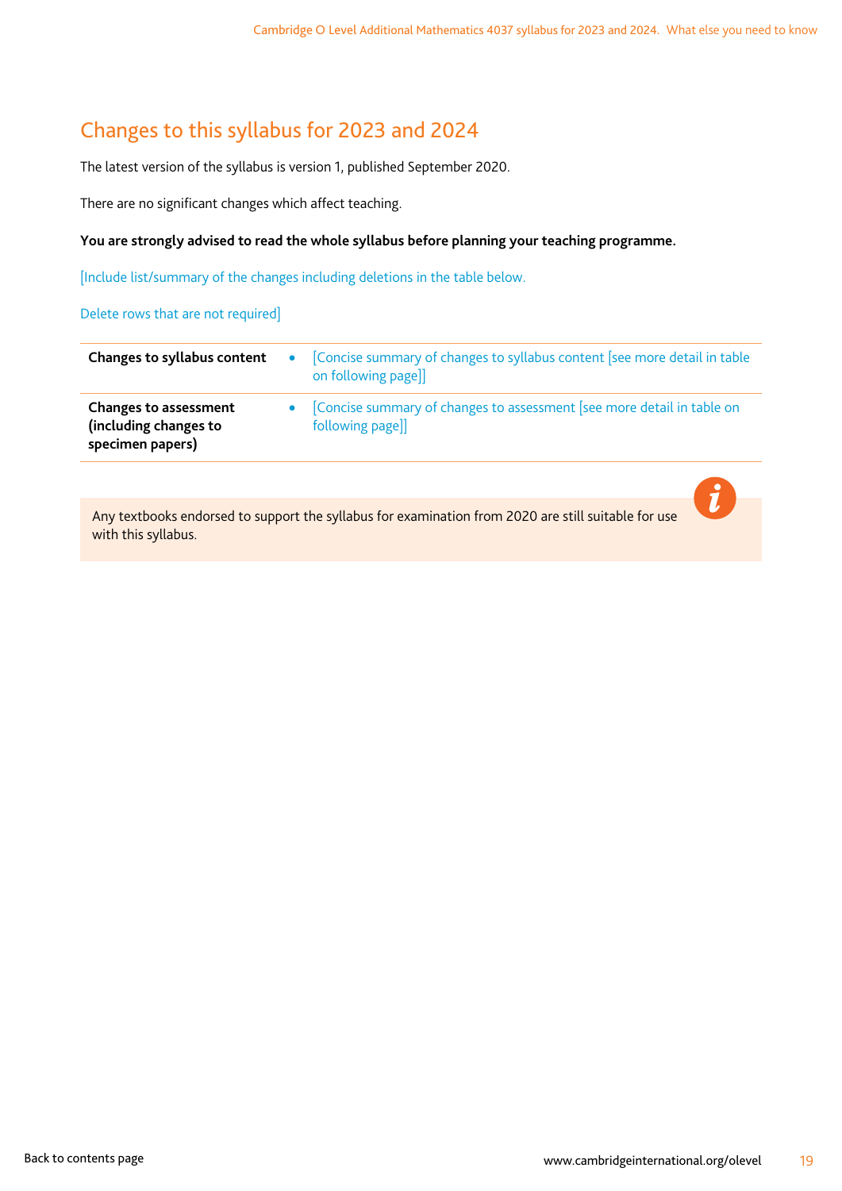## Changes to this syllabus for 2023 and 2024

The latest version of the syllabus is version 1, published September 2020.

There are no significant changes which affect teaching.

**You are strongly advised to read the whole syllabus before planning your teaching programme.**

[Include list/summary of the changes including deletions in the table below.

Delete rows that are not required]

| | |
|---|---|
| **Changes to syllabus content** | • [Concise summary of changes to syllabus content [see more detail in table on following page]] |
| **Changes to assessment (including changes to specimen papers)** | • [Concise summary of changes to assessment [see more detail in table on following page]] |

Any textbooks endorsed to support the syllabus for examination from 2020 are still suitable for use with this syllabus.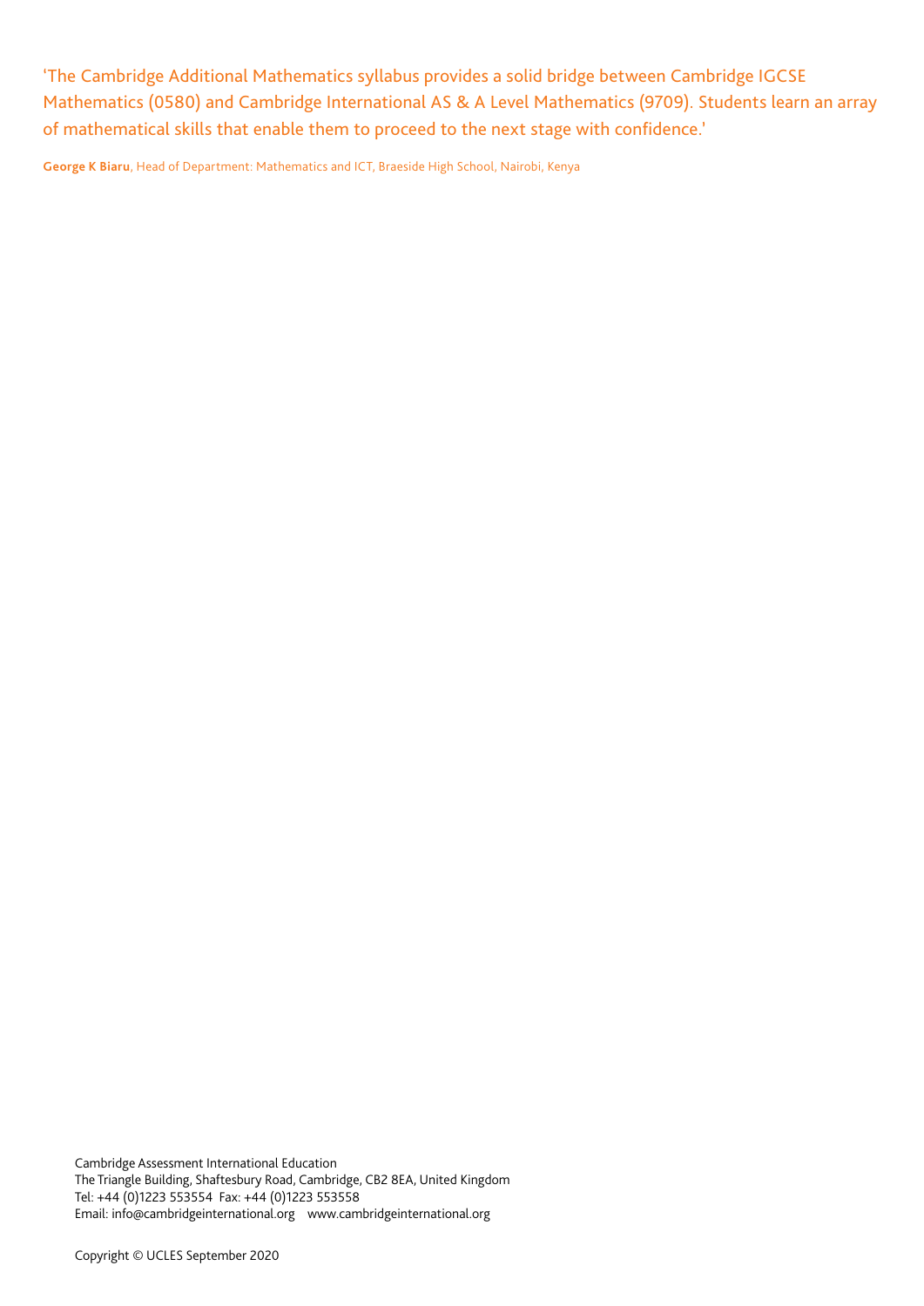'The Cambridge Additional Mathematics syllabus provides a solid bridge between Cambridge IGCSE Mathematics (0580) and Cambridge International AS & A Level Mathematics (9709). Students learn an array of mathematical skills that enable them to proceed to the next stage with confidence.'

**George K Biaru**, Head of Department: Mathematics and ICT, Braeside High School, Nairobi, Kenya

Cambridge Assessment International Education
The Triangle Building, Shaftesbury Road, Cambridge, CB2 8EA, United Kingdom
Tel: +44 (0)1223 553554 Fax: +44 (0)1223 553558
Email: info@cambridgeinternational.org www.cambridgeinternational.org

Copyright © UCLES September 2020